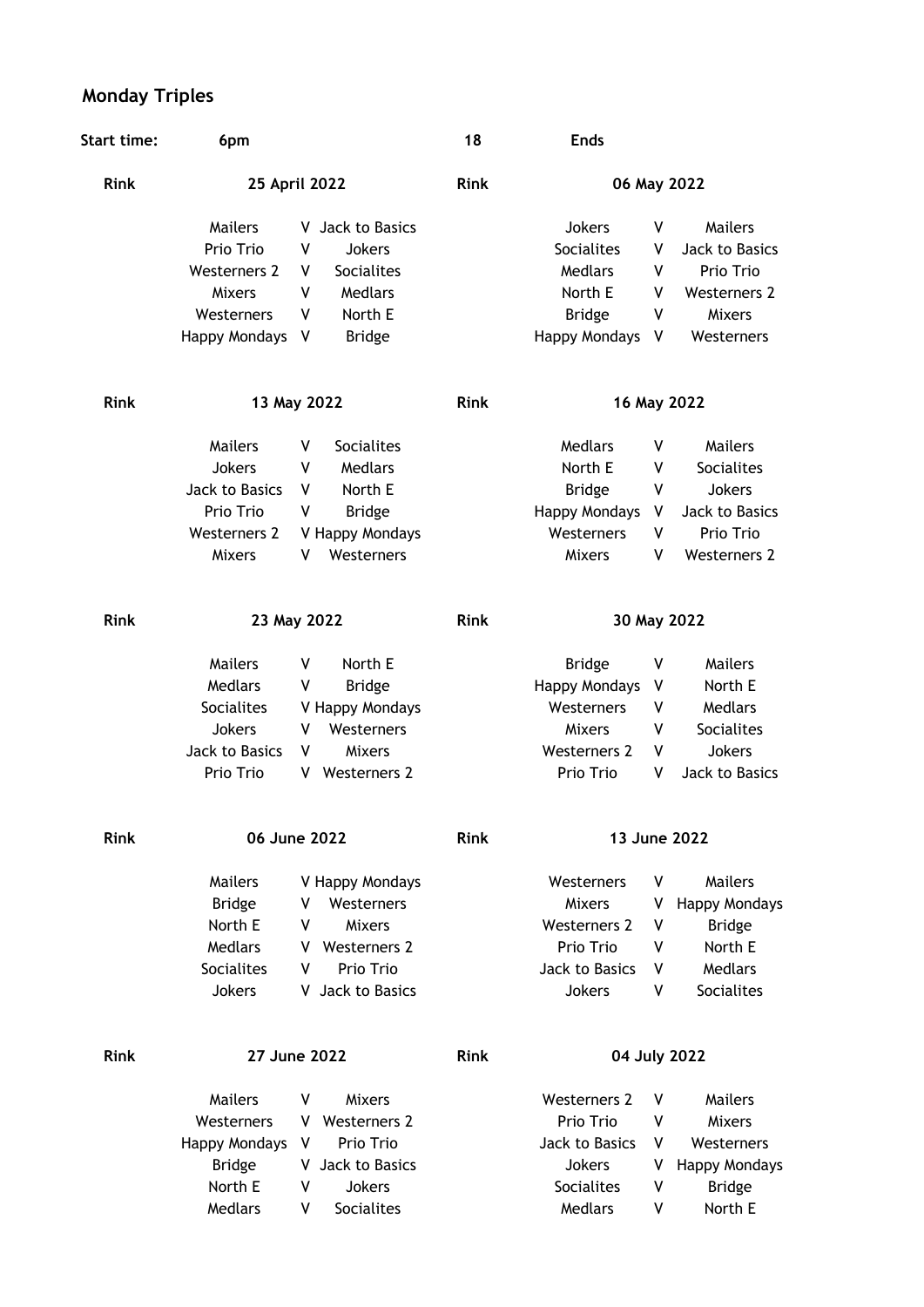## Monday Triples

**Start time:** 6pm **18** **Ends**

| Rink | 25 April 2022 | | | Rink | 06 May 2022 | | |
|---|---|---|---|---|---|---|---|
| | Mailers | V | Jack to Basics | | Jokers | V | Mailers |
| | Prio Trio | V | Jokers | | Socialites | V | Jack to Basics |
| | Westerners 2 | V | Socialites | | Medlars | V | Prio Trio |
| | Mixers | V | Medlars | | North E | V | Westerners 2 |
| | Westerners | V | North E | | Bridge | V | Mixers |
| | Happy Mondays | V | Bridge | | Happy Mondays | V | Westerners |

| Rink | 13 May 2022 | | | Rink | 16 May 2022 | | |
|---|---|---|---|---|---|---|---|
| | Mailers | V | Socialites | | Medlars | V | Mailers |
| | Jokers | V | Medlars | | North E | V | Socialites |
| | Jack to Basics | V | North E | | Bridge | V | Jokers |
| | Prio Trio | V | Bridge | | Happy Mondays | V | Jack to Basics |
| | Westerners 2 | V | Happy Mondays | | Westerners | V | Prio Trio |
| | Mixers | V | Westerners | | Mixers | V | Westerners 2 |

| Rink | 23 May 2022 | | | Rink | 30 May 2022 | | |
|---|---|---|---|---|---|---|---|
| | Mailers | V | North E | | Bridge | V | Mailers |
| | Medlars | V | Bridge | | Happy Mondays | V | North E |
| | Socialites | V | Happy Mondays | | Westerners | V | Medlars |
| | Jokers | V | Westerners | | Mixers | V | Socialites |
| | Jack to Basics | V | Mixers | | Westerners 2 | V | Jokers |
| | Prio Trio | V | Westerners 2 | | Prio Trio | V | Jack to Basics |

| Rink | 06 June 2022 | | | Rink | 13 June 2022 | | |
|---|---|---|---|---|---|---|---|
| | Mailers | V | Happy Mondays | | Westerners | V | Mailers |
| | Bridge | V | Westerners | | Mixers | V | Happy Mondays |
| | North E | V | Mixers | | Westerners 2 | V | Bridge |
| | Medlars | V | Westerners 2 | | Prio Trio | V | North E |
| | Socialites | V | Prio Trio | | Jack to Basics | V | Medlars |
| | Jokers | V | Jack to Basics | | Jokers | V | Socialites |

| Rink | 27 June 2022 | | | Rink | 04 July 2022 | | |
|---|---|---|---|---|---|---|---|
| | Mailers | V | Mixers | | Westerners 2 | V | Mailers |
| | Westerners | V | Westerners 2 | | Prio Trio | V | Mixers |
| | Happy Mondays | V | Prio Trio | | Jack to Basics | V | Westerners |
| | Bridge | V | Jack to Basics | | Jokers | V | Happy Mondays |
| | North E | V | Jokers | | Socialites | V | Bridge |
| | Medlars | V | Socialites | | Medlars | V | North E |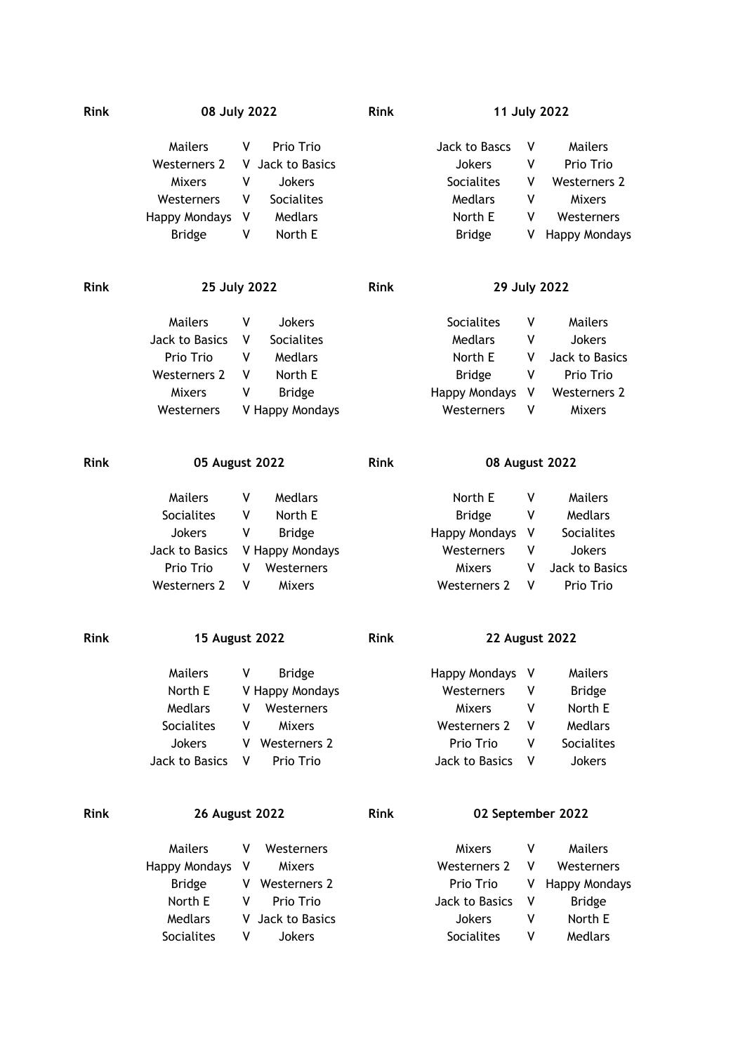| Rink | 08 July 2022 | | | Rink | 11 July 2022 | | |
|---|---|---|---|---|---|---|---|
| | Mailers | V | Prio Trio | | Jack to Bascs | V | Mailers |
| | Westerners 2 | V | Jack to Basics | | Jokers | V | Prio Trio |
| | Mixers | V | Jokers | | Socialites | V | Westerners 2 |
| | Westerners | V | Socialites | | Medlars | V | Mixers |
| | Happy Mondays | V | Medlars | | North E | V | Westerners |
| | Bridge | V | North E | | Bridge | V | Happy Mondays |

| Rink | 25 July 2022 | | | Rink | 29 July 2022 | | |
|---|---|---|---|---|---|---|---|
| | Mailers | V | Jokers | | Socialites | V | Mailers |
| | Jack to Basics | V | Socialites | | Medlars | V | Jokers |
| | Prio Trio | V | Medlars | | North E | V | Jack to Basics |
| | Westerners 2 | V | North E | | Bridge | V | Prio Trio |
| | Mixers | V | Bridge | | Happy Mondays | V | Westerners 2 |
| | Westerners | V | Happy Mondays | | Westerners | V | Mixers |

| Rink | 05 August 2022 | | | Rink | 08 August 2022 | | |
|---|---|---|---|---|---|---|---|
| | Mailers | V | Medlars | | North E | V | Mailers |
| | Socialites | V | North E | | Bridge | V | Medlars |
| | Jokers | V | Bridge | | Happy Mondays | V | Socialites |
| | Jack to Basics | V | Happy Mondays | | Westerners | V | Jokers |
| | Prio Trio | V | Westerners | | Mixers | V | Jack to Basics |
| | Westerners 2 | V | Mixers | | Westerners 2 | V | Prio Trio |

| Rink | 15 August 2022 | | | Rink | 22 August 2022 | | |
|---|---|---|---|---|---|---|---|
| | Mailers | V | Bridge | | Happy Mondays | V | Mailers |
| | North E | V | Happy Mondays | | Westerners | V | Bridge |
| | Medlars | V | Westerners | | Mixers | V | North E |
| | Socialites | V | Mixers | | Westerners 2 | V | Medlars |
| | Jokers | V | Westerners 2 | | Prio Trio | V | Socialites |
| | Jack to Basics | V | Prio Trio | | Jack to Basics | V | Jokers |

| Rink | 26 August 2022 | | | Rink | 02 September 2022 | | |
|---|---|---|---|---|---|---|---|
| | Mailers | V | Westerners | | Mixers | V | Mailers |
| | Happy Mondays | V | Mixers | | Westerners 2 | V | Westerners |
| | Bridge | V | Westerners 2 | | Prio Trio | V | Happy Mondays |
| | North E | V | Prio Trio | | Jack to Basics | V | Bridge |
| | Medlars | V | Jack to Basics | | Jokers | V | North E |
| | Socialites | V | Jokers | | Socialites | V | Medlars |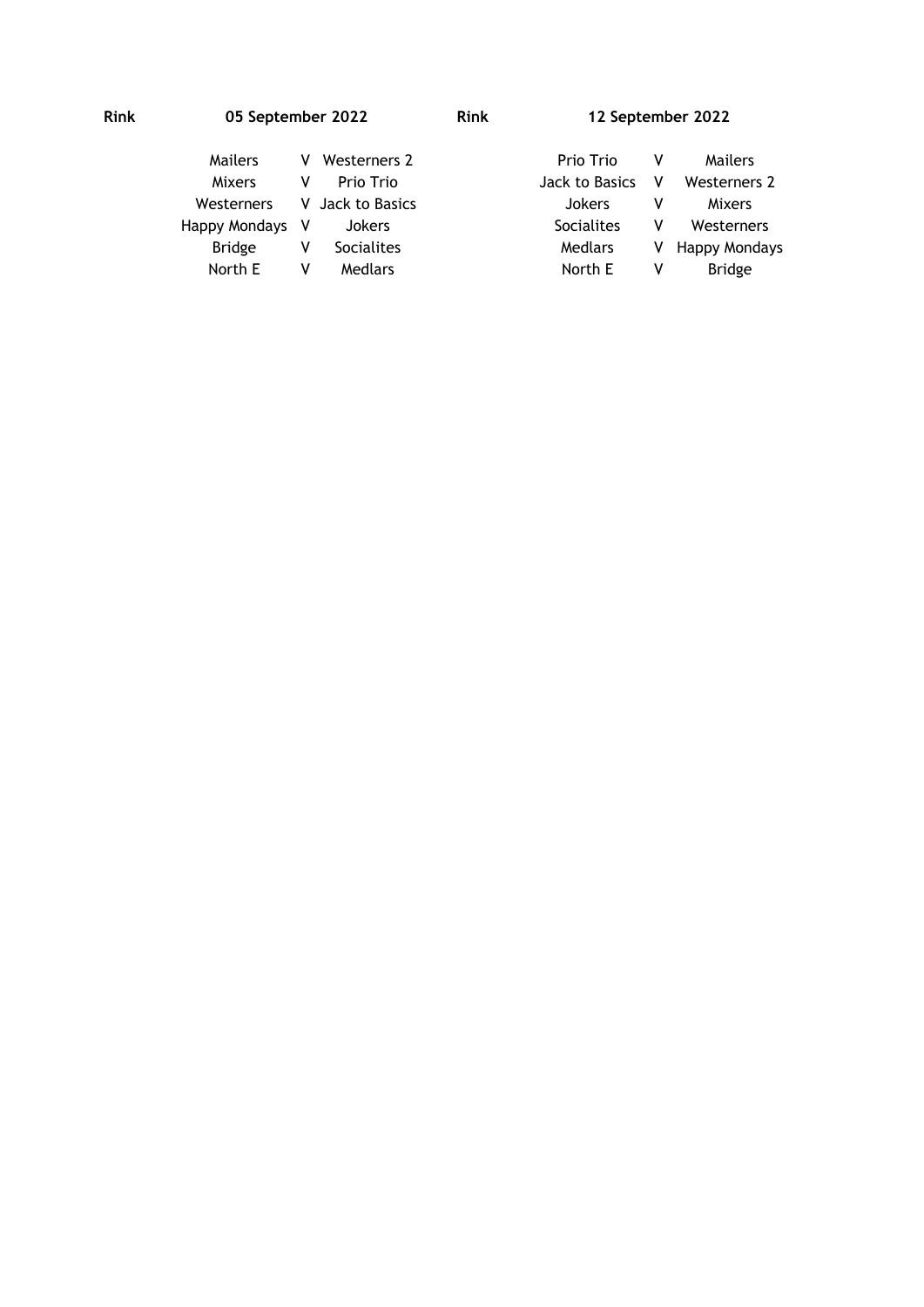| Rink | 05 September 2022 | | | Rink | 12 September 2022 | | |
|---|---|---|---|---|---|---|---|
| | Mailers | V | Westerners 2 | | Prio Trio | V | Mailers |
| | Mixers | V | Prio Trio | | Jack to Basics | V | Westerners 2 |
| | Westerners | V | Jack to Basics | | Jokers | V | Mixers |
| | Happy Mondays | V | Jokers | | Socialites | V | Westerners |
| | Bridge | V | Socialites | | Medlars | V | Happy Mondays |
| | North E | V | Medlars | | North E | V | Bridge |